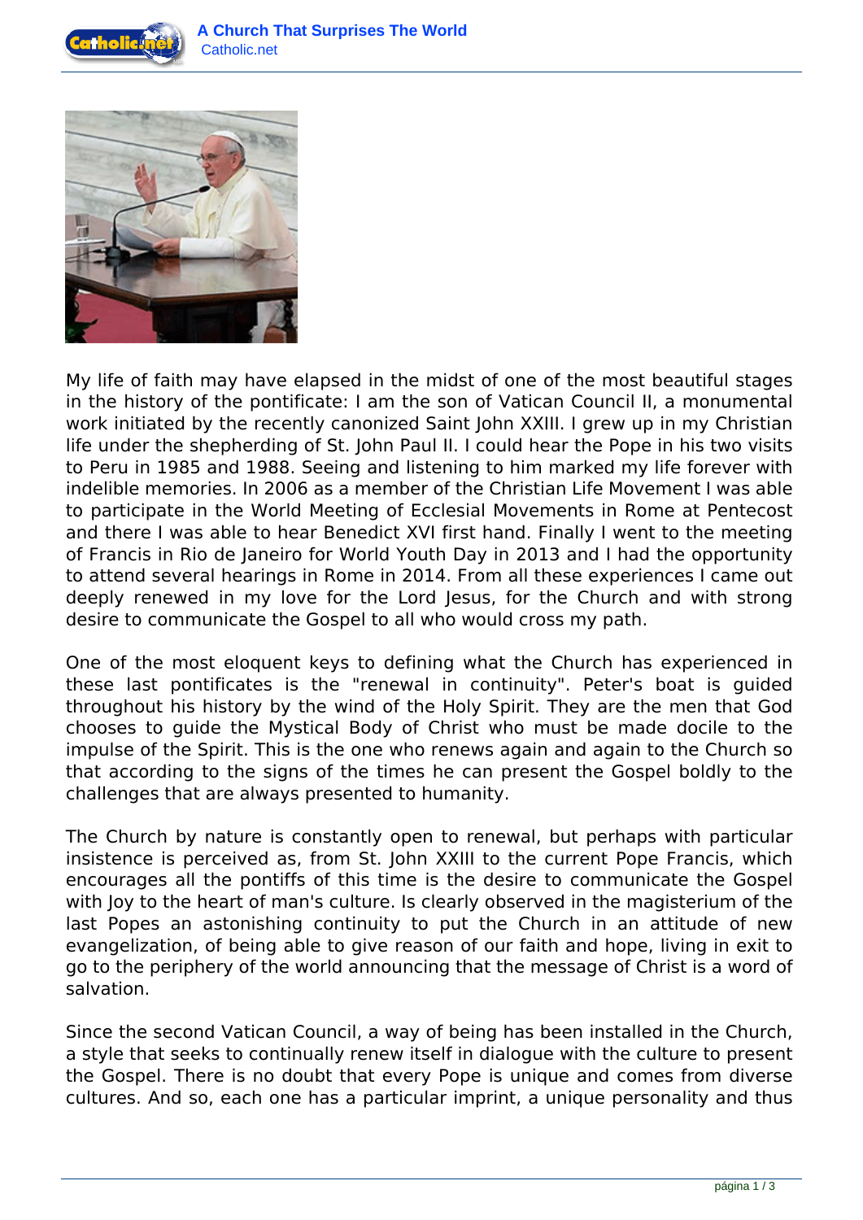My life of faith may have elapsed in the midst of one of the most beautiful stages in the history of the pontificate: I am the son of Vatican Council II, a monumental work initiated by the recently canonized Saint John XXIII. I grew up in my Christian life under the shepherding of St. John Paul II. I could hear the Pope in his two visits to Peru in 1985 and 1988. Seeing and listening to him marked my life forever with indelible memories. In 2006 as a member of the Christian Life Movement I was able to participate in the World Meeting of Ecclesial Movements in Rome at Pentecost and there I was able to hear Benedict XVI first hand. Finally I went to the meeting of Francis in Rio de Janeiro for World Youth Day in 2013 and I had the opportunity to attend several hearings in Rome in 2014. From all these experiences I came out deeply renewed in my love for the Lord Jesus, for the Church and with strong desire to communicate the Gospel to all who would cross my path.

One of the most eloquent keys to defining what the Church has experienced in these last pontificates is the "renewal in continuity". Peter's boat is guided throughout his history by the wind of the Holy Spirit. They are the men that God chooses to guide the Mystical Body of Christ who must be made docile to the impulse of the Spirit. This is the one who renews again and again to the Church so that according to the signs of the times he can present the Gospel boldly to the challenges that are always presented to humanity.

The Church by nature is constantly open to renewal, but perhaps with particular insistence is perceived as, from St. John XXIII to the current Pope Francis, which encourages all the pontiffs of this time is the desire to communicate the Gospel with Joy to the heart of man's culture. Is clearly observed in the magisterium of the last Popes an astonishing continuity to put the Church in an attitude of new evangelization, of being able to give reason of our faith and hope, living in exit to go to the periphery of the world announcing that the message of Christ is a word of salvation.

Since the second Vatican Council, a way of being has been installed in the Church, a style that seeks to continually renew itself in dialogue with the culture to present the Gospel. There is no doubt that every Pope is unique and comes from diverse cultures. And so, each one has a particular imprint, a unique personality and thus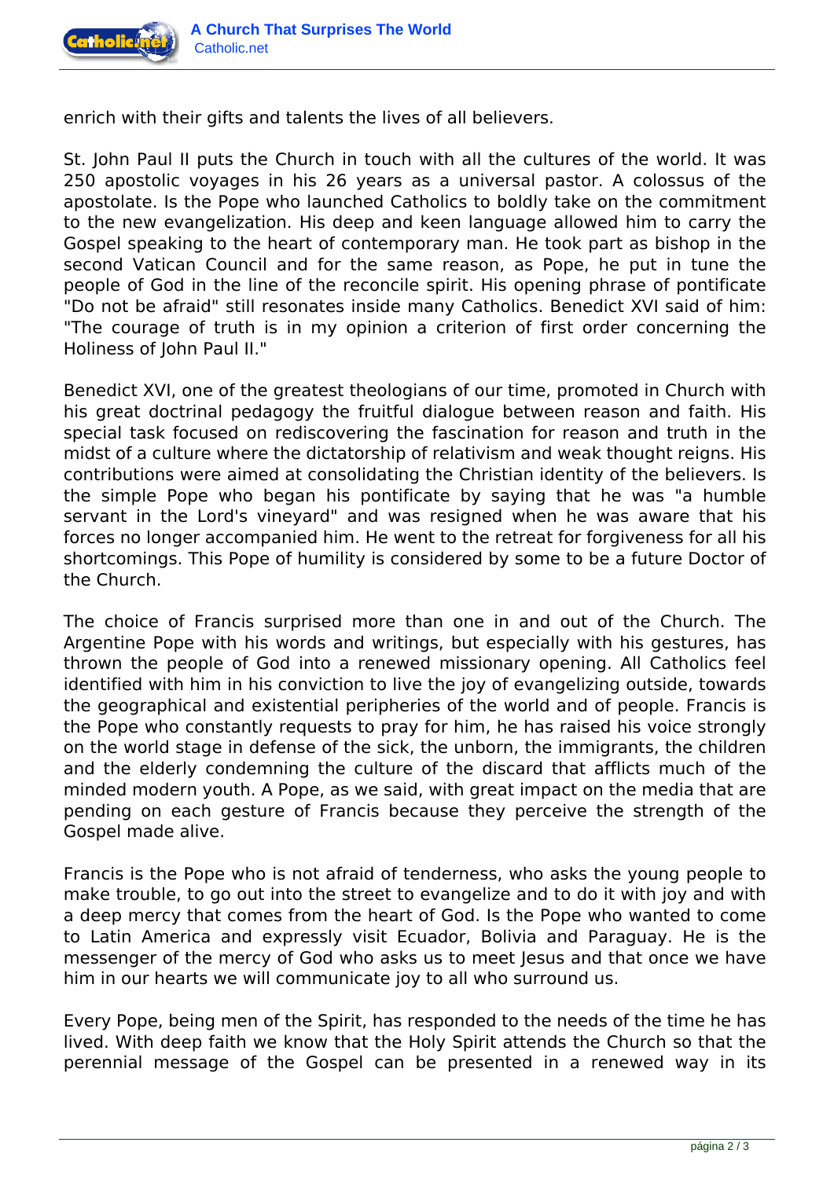enrich with their gifts and talents the lives of all believers.

St. John Paul II puts the Church in touch with all the cultures of the world. It was 250 apostolic voyages in his 26 years as a universal pastor. A colossus of the apostolate. Is the Pope who launched Catholics to boldly take on the commitment to the new evangelization. His deep and keen language allowed him to carry the Gospel speaking to the heart of contemporary man. He took part as bishop in the second Vatican Council and for the same reason, as Pope, he put in tune the people of God in the line of the reconcile spirit. His opening phrase of pontificate "Do not be afraid" still resonates inside many Catholics. Benedict XVI said of him: "The courage of truth is in my opinion a criterion of first order concerning the Holiness of John Paul II."

Benedict XVI, one of the greatest theologians of our time, promoted in Church with his great doctrinal pedagogy the fruitful dialogue between reason and faith. His special task focused on rediscovering the fascination for reason and truth in the midst of a culture where the dictatorship of relativism and weak thought reigns. His contributions were aimed at consolidating the Christian identity of the believers. Is the simple Pope who began his pontificate by saying that he was "a humble servant in the Lord's vineyard" and was resigned when he was aware that his forces no longer accompanied him. He went to the retreat for forgiveness for all his shortcomings. This Pope of humility is considered by some to be a future Doctor of the Church.

The choice of Francis surprised more than one in and out of the Church. The Argentine Pope with his words and writings, but especially with his gestures, has thrown the people of God into a renewed missionary opening. All Catholics feel identified with him in his conviction to live the joy of evangelizing outside, towards the geographical and existential peripheries of the world and of people. Francis is the Pope who constantly requests to pray for him, he has raised his voice strongly on the world stage in defense of the sick, the unborn, the immigrants, the children and the elderly condemning the culture of the discard that afflicts much of the minded modern youth. A Pope, as we said, with great impact on the media that are pending on each gesture of Francis because they perceive the strength of the Gospel made alive.

Francis is the Pope who is not afraid of tenderness, who asks the young people to make trouble, to go out into the street to evangelize and to do it with joy and with a deep mercy that comes from the heart of God. Is the Pope who wanted to come to Latin America and expressly visit Ecuador, Bolivia and Paraguay. He is the messenger of the mercy of God who asks us to meet Jesus and that once we have him in our hearts we will communicate joy to all who surround us.

Every Pope, being men of the Spirit, has responded to the needs of the time he has lived. With deep faith we know that the Holy Spirit attends the Church so that the perennial message of the Gospel can be presented in a renewed way in its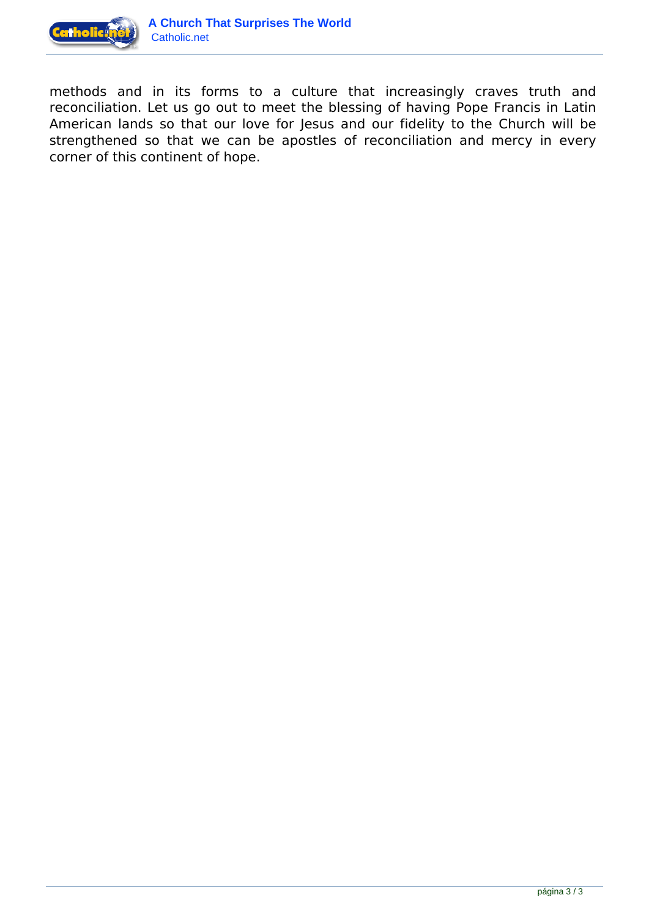methods and in its forms to a culture that increasingly craves truth and reconciliation. Let us go out to meet the blessing of having Pope Francis in Latin American lands so that our love for Jesus and our fidelity to the Church will be strengthened so that we can be apostles of reconciliation and mercy in every corner of this continent of hope.